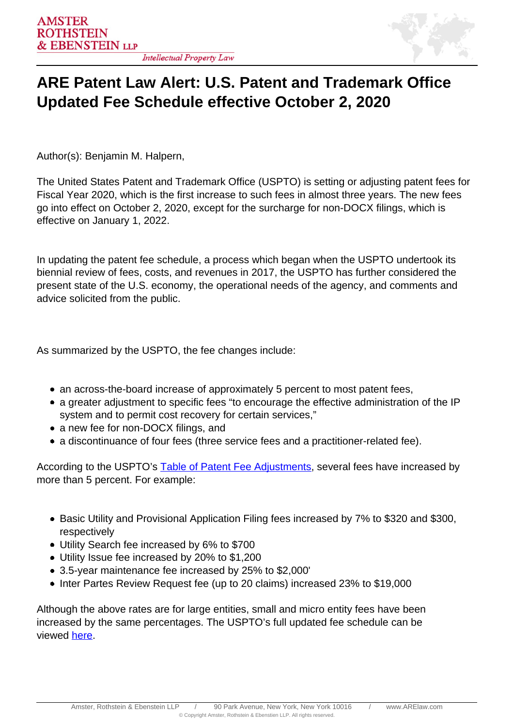# ARE Patent Law Alert: U.S. Patent and Trademark Office Updated Fee Schedule effective October 2, 2020

Author(s): Benjamin M. Halpern,

The United States Patent and Trademark Office (USPTO) is setting or adjusting patent fees for Fiscal Year 2020, which is the first increase to such fees in almost three years. The new fees go into effect on October 2, 2020, except for the surcharge for non-DOCX filings, which is effective on January 1, 2022.

In updating the patent fee schedule, a process which began when the USPTO undertook its biennial review of fees, costs, and revenues in 2017, the USPTO has further considered the present state of the U.S. economy, the operational needs of the agency, and comments and advice solicited from the public.

As summarized by the USPTO, the fee changes include:

- an across-the-board increase of approximately 5 percent to most patent fees,
- a greater adjustment to specific fees "to encourage the effective administration of the IP system and to permit cost recovery for certain services,"
- a new fee for non-DOCX filings, and
- a discontinuance of four fees (three service fees and a practitioner-related fee).

According to the USPTO's Table of Patent Fee Adjustments, several fees have increased by more than 5 percent. For example:

- Basic Utility and Provisional Application Filing fees increased by 7% to $320 and $300, respectively
- Utility Search fee increased by 6% to $700
- Utility Issue fee increased by 20% to $1,200
- 3.5-year maintenance fee increased by 25% to $2,000'
- Inter Partes Review Request fee (up to 20 claims) increased 23% to $19,000

Although the above rates are for large entities, small and micro entity fees have been increased by the same percentages. The USPTO's full updated fee schedule can be viewed here.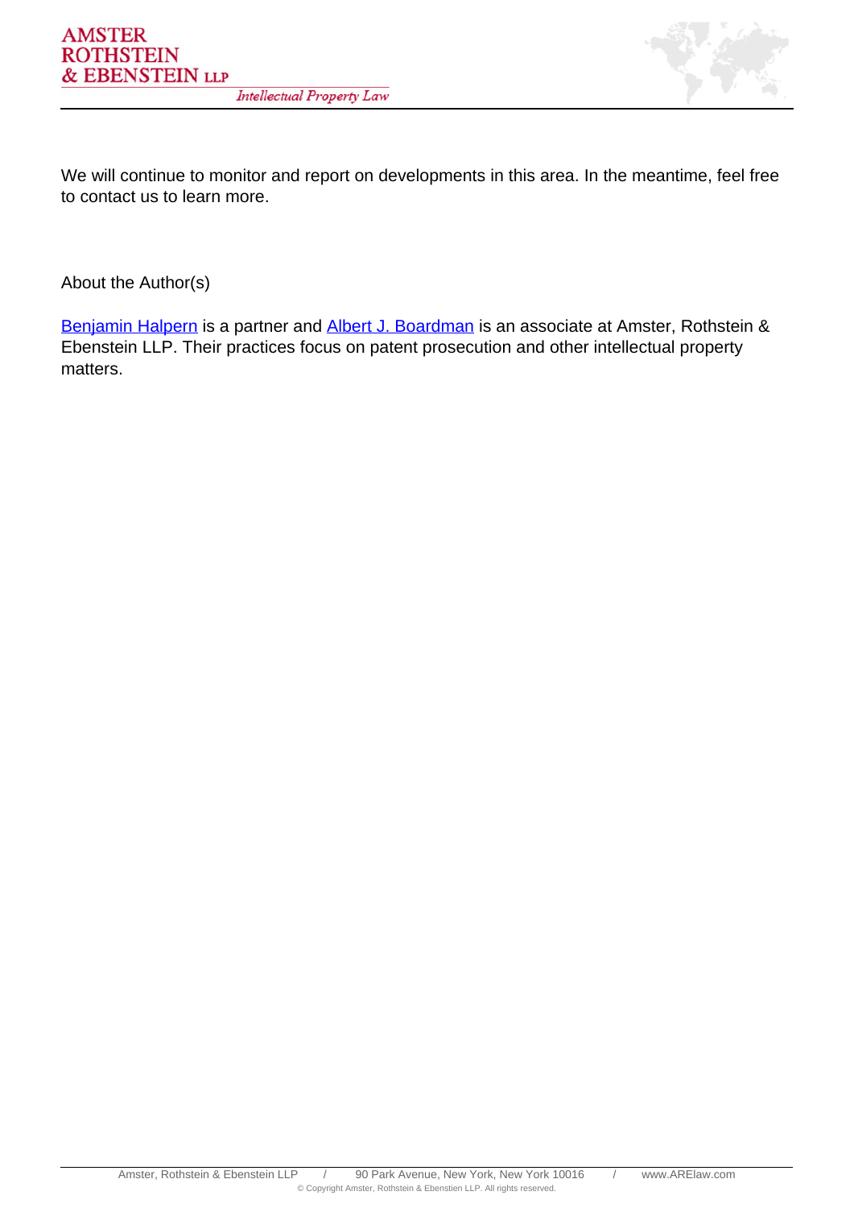We will continue to monitor and report on developments in this area. In the meantime, feel free to contact us to learn more.

About the Author(s)

Benjamin Halpern is a partner and Albert J. Boardman is an associate at Amster, Rothstein & Ebenstein LLP. Their practices focus on patent prosecution and other intellectual property matters.